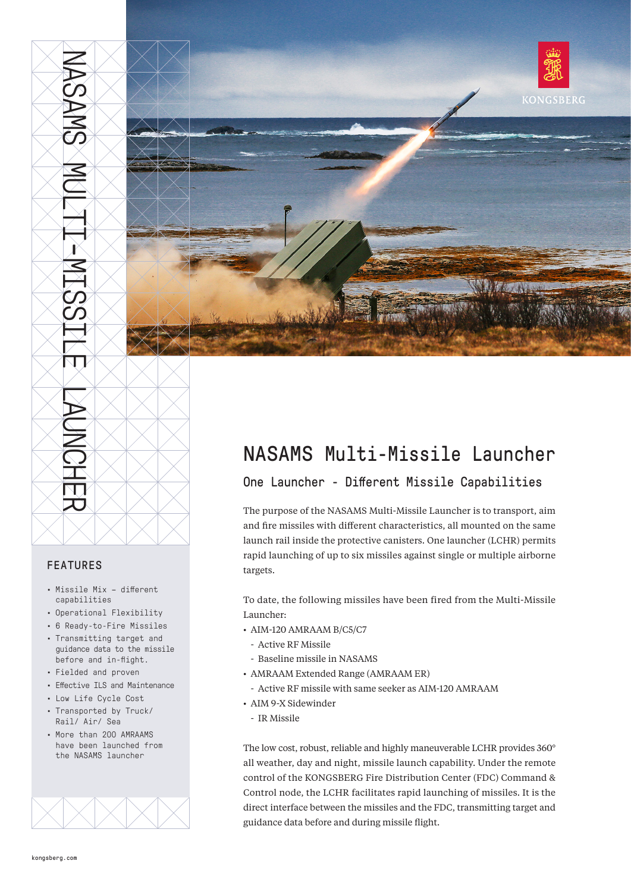# NASAMS Multi-Missile Launcher

## One Launcher - Different Missile Capabilities

The purpose of the NASAMS Multi-Missile Launcher is to transport, aim and fire missiles with different characteristics, all mounted on the same launch rail inside the protective canisters. One launcher (LCHR) permits rapid launching of up to six missiles against single or multiple airborne targets.

To date, the following missiles have been fired from the Multi-Missile Launcher:

- AIM-120 AMRAAM B/C5/C7
  - Active RF Missile
  - Baseline missile in NASAMS
- AMRAAM Extended Range (AMRAAM ER)
  - Active RF missile with same seeker as AIM-120 AMRAAM
- AIM 9-X Sidewinder
  - IR Missile

The low cost, robust, reliable and highly maneuverable LCHR provides 360° all weather, day and night, missile launch capability. Under the remote control of the KONGSBERG Fire Distribution Center (FDC) Command & Control node, the LCHR facilitates rapid launching of missiles. It is the direct interface between the missiles and the FDC, transmitting target and guidance data before and during missile flight.

## FEATURES

- Missile Mix – different capabilities
- Operational Flexibility
- 6 Ready-to-Fire Missiles
- Transmitting target and guidance data to the missile before and in-flight.
- Fielded and proven
- Effective ILS and Maintenance
- Low Life Cycle Cost
- Transported by Truck/ Rail/ Air/ Sea
- More than 200 AMRAAMS have been launched from the NASAMS launcher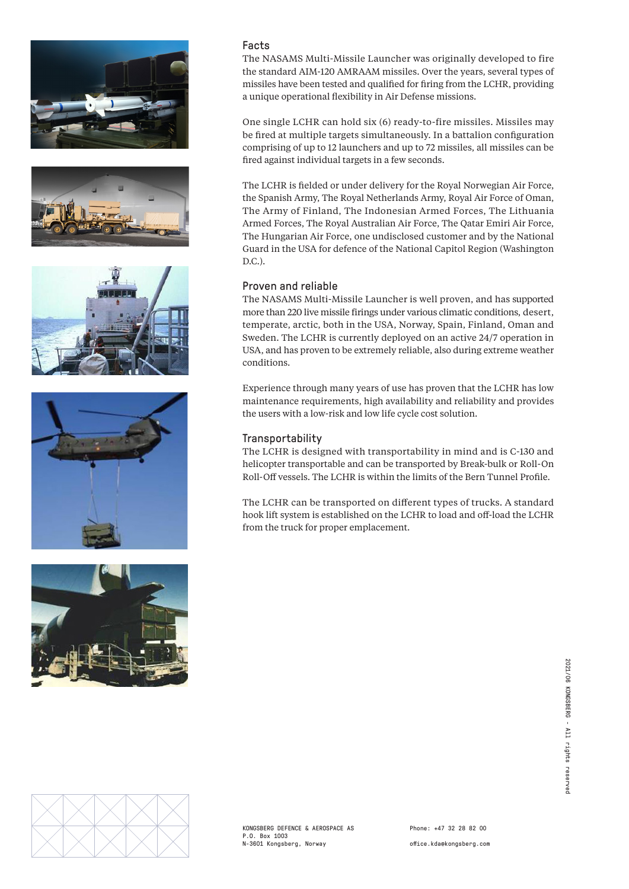## Facts

The NASAMS Multi-Missile Launcher was originally developed to fire the standard AIM-120 AMRAAM missiles. Over the years, several types of missiles have been tested and qualified for firing from the LCHR, providing a unique operational flexibility in Air Defense missions.

One single LCHR can hold six (6) ready-to-fire missiles. Missiles may be fired at multiple targets simultaneously. In a battalion configuration comprising of up to 12 launchers and up to 72 missiles, all missiles can be fired against individual targets in a few seconds.

The LCHR is fielded or under delivery for the Royal Norwegian Air Force, the Spanish Army, The Royal Netherlands Army, Royal Air Force of Oman, The Army of Finland, The Indonesian Armed Forces, The Lithuania Armed Forces, The Royal Australian Air Force, The Qatar Emiri Air Force, The Hungarian Air Force, one undisclosed customer and by the National Guard in the USA for defence of the National Capitol Region (Washington D.C.).

## Proven and reliable

The NASAMS Multi-Missile Launcher is well proven, and has supported more than 220 live missile firings under various climatic conditions, desert, temperate, arctic, both in the USA, Norway, Spain, Finland, Oman and Sweden. The LCHR is currently deployed on an active 24/7 operation in USA, and has proven to be extremely reliable, also during extreme weather conditions.

Experience through many years of use has proven that the LCHR has low maintenance requirements, high availability and reliability and provides the users with a low-risk and low life cycle cost solution.

## Transportability

The LCHR is designed with transportability in mind and is C-130 and helicopter transportable and can be transported by Break-bulk or Roll-On Roll-Off vessels. The LCHR is within the limits of the Bern Tunnel Profile.

The LCHR can be transported on different types of trucks. A standard hook lift system is established on the LCHR to load and off-load the LCHR from the truck for proper emplacement.

2021/06 KONGSBERG - All rights reserved

KONGSBERG DEFENCE & AEROSPACE AS
P.O. Box 1003
N-3601 Kongsberg, Norway

Phone: +47 32 28 82 00

office.kda@kongsberg.com